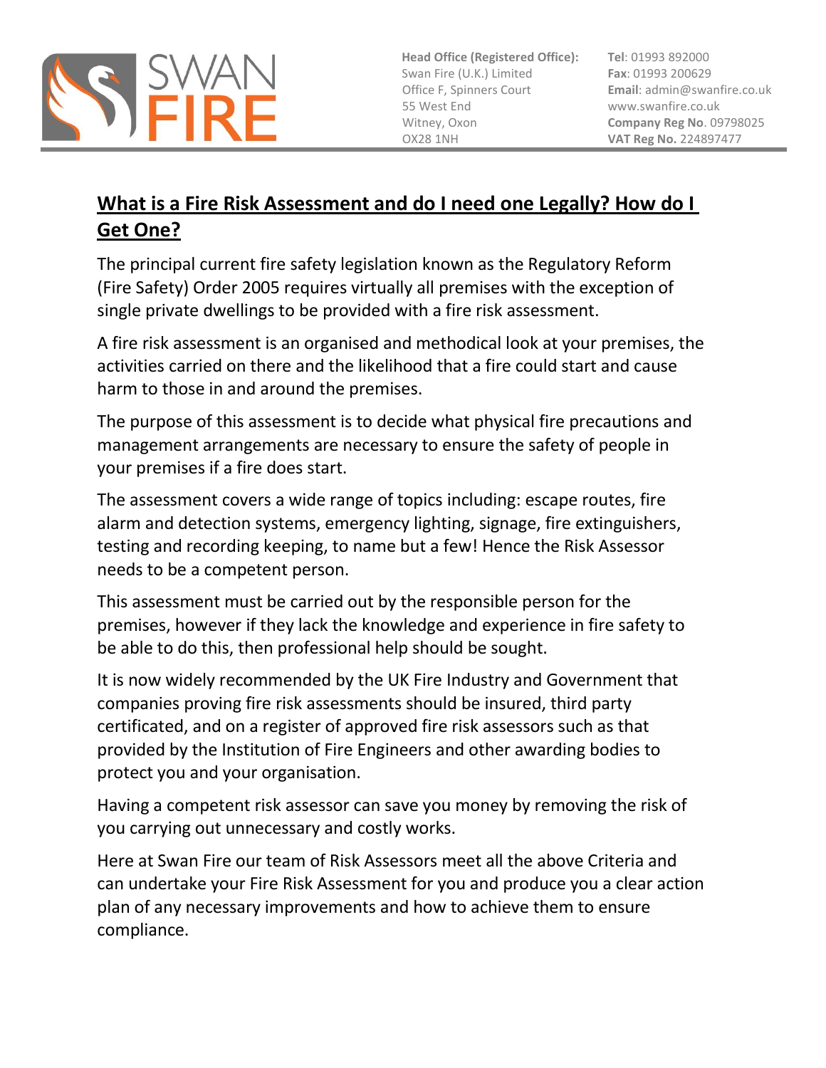**Head Office (Registered Office):**
Swan Fire (U.K.) Limited
Office F, Spinners Court
55 West End
Witney, Oxon
OX28 1NH

**Tel**: 01993 892000
**Fax**: 01993 200629
**Email**: admin@swanfire.co.uk
www.swanfire.co.uk
**Company Reg No**. 09798025
**VAT Reg No.** 224897477

## What is a Fire Risk Assessment and do I need one Legally? How do I Get One?

The principal current fire safety legislation known as the Regulatory Reform (Fire Safety) Order 2005 requires virtually all premises with the exception of single private dwellings to be provided with a fire risk assessment.

A fire risk assessment is an organised and methodical look at your premises, the activities carried on there and the likelihood that a fire could start and cause harm to those in and around the premises.

The purpose of this assessment is to decide what physical fire precautions and management arrangements are necessary to ensure the safety of people in your premises if a fire does start.

The assessment covers a wide range of topics including: escape routes, fire alarm and detection systems, emergency lighting, signage, fire extinguishers, testing and recording keeping, to name but a few! Hence the Risk Assessor needs to be a competent person.

This assessment must be carried out by the responsible person for the premises, however if they lack the knowledge and experience in fire safety to be able to do this, then professional help should be sought.

It is now widely recommended by the UK Fire Industry and Government that companies proving fire risk assessments should be insured, third party certificated, and on a register of approved fire risk assessors such as that provided by the Institution of Fire Engineers and other awarding bodies to protect you and your organisation.

Having a competent risk assessor can save you money by removing the risk of you carrying out unnecessary and costly works.

Here at Swan Fire our team of Risk Assessors meet all the above Criteria and can undertake your Fire Risk Assessment for you and produce you a clear action plan of any necessary improvements and how to achieve them to ensure compliance.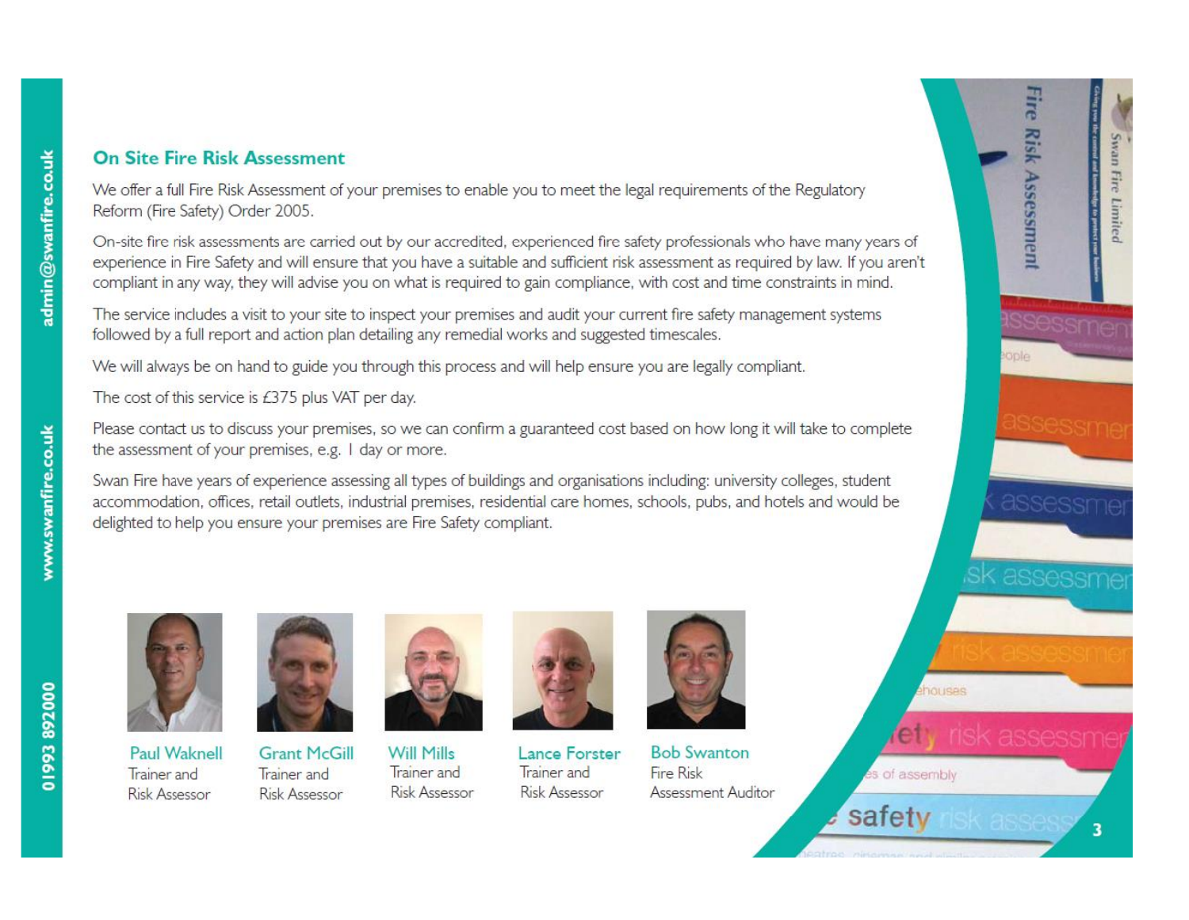## On Site Fire Risk Assessment

We offer a full Fire Risk Assessment of your premises to enable you to meet the legal requirements of the Regulatory Reform (Fire Safety) Order 2005.

On-site fire risk assessments are carried out by our accredited, experienced fire safety professionals who have many years of experience in Fire Safety and will ensure that you have a suitable and sufficient risk assessment as required by law. If you aren't compliant in any way, they will advise you on what is required to gain compliance, with cost and time constraints in mind.

The service includes a visit to your site to inspect your premises and audit your current fire safety management systems followed by a full report and action plan detailing any remedial works and suggested timescales.

We will always be on hand to guide you through this process and will help ensure you are legally compliant.

The cost of this service is £375 plus VAT per day.

Please contact us to discuss your premises, so we can confirm a guaranteed cost based on how long it will take to complete the assessment of your premises, e.g. 1 day or more.

Swan Fire have years of experience assessing all types of buildings and organisations including: university colleges, student accommodation, offices, retail outlets, industrial premises, residential care homes, schools, pubs, and hotels and would be delighted to help you ensure your premises are Fire Safety compliant.

**Paul Waknell**
Trainer and Risk Assessor

**Grant McGill**
Trainer and Risk Assessor

**Will Mills**
Trainer and Risk Assessor

**Lance Forster**
Trainer and Risk Assessor

**Bob Swanton**
Fire Risk Assessment Auditor

admin@swanfire.co.uk

www.swanfire.co.uk

01993 892000